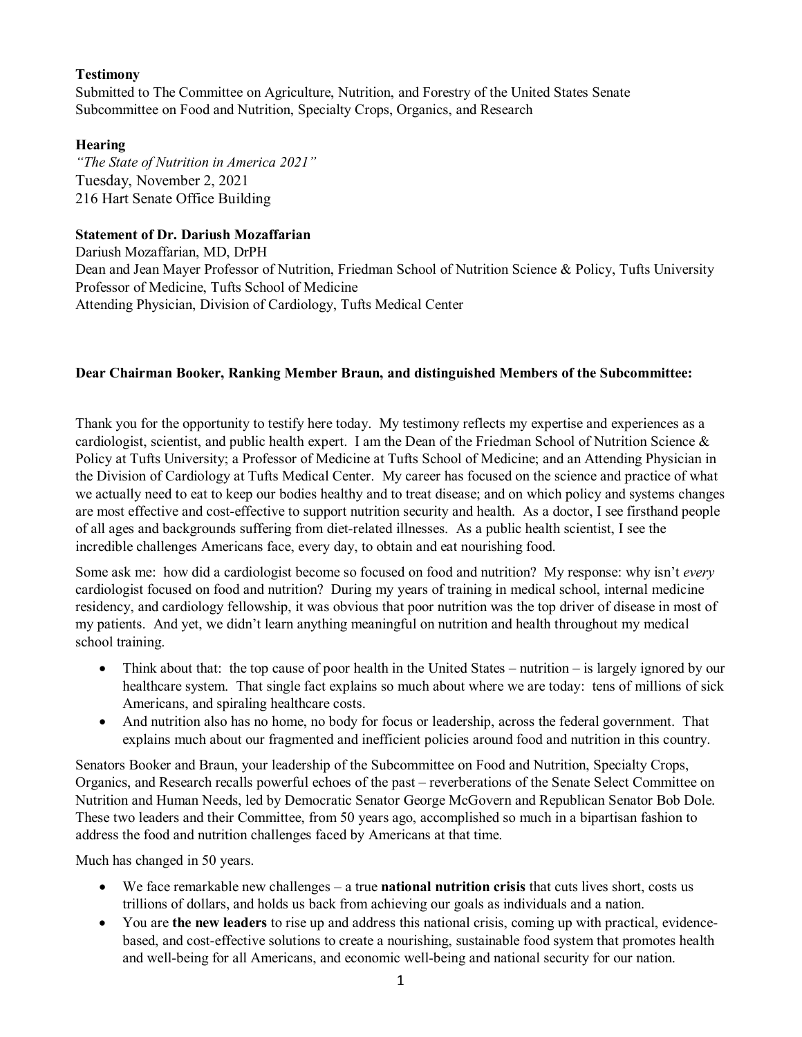**Testimony**
Submitted to The Committee on Agriculture, Nutrition, and Forestry of the United States Senate
Subcommittee on Food and Nutrition, Specialty Crops, Organics, and Research

**Hearing**
*"The State of Nutrition in America 2021"*
Tuesday, November 2, 2021
216 Hart Senate Office Building

**Statement of Dr. Dariush Mozaffarian**
Dariush Mozaffarian, MD, DrPH
Dean and Jean Mayer Professor of Nutrition, Friedman School of Nutrition Science & Policy, Tufts University
Professor of Medicine, Tufts School of Medicine
Attending Physician, Division of Cardiology, Tufts Medical Center

**Dear Chairman Booker, Ranking Member Braun, and distinguished Members of the Subcommittee:**

Thank you for the opportunity to testify here today. My testimony reflects my expertise and experiences as a cardiologist, scientist, and public health expert. I am the Dean of the Friedman School of Nutrition Science & Policy at Tufts University; a Professor of Medicine at Tufts School of Medicine; and an Attending Physician in the Division of Cardiology at Tufts Medical Center. My career has focused on the science and practice of what we actually need to eat to keep our bodies healthy and to treat disease; and on which policy and systems changes are most effective and cost-effective to support nutrition security and health. As a doctor, I see firsthand people of all ages and backgrounds suffering from diet-related illnesses. As a public health scientist, I see the incredible challenges Americans face, every day, to obtain and eat nourishing food.

Some ask me: how did a cardiologist become so focused on food and nutrition? My response: why isn't *every* cardiologist focused on food and nutrition? During my years of training in medical school, internal medicine residency, and cardiology fellowship, it was obvious that poor nutrition was the top driver of disease in most of my patients. And yet, we didn't learn anything meaningful on nutrition and health throughout my medical school training.

- Think about that: the top cause of poor health in the United States – nutrition – is largely ignored by our healthcare system. That single fact explains so much about where we are today: tens of millions of sick Americans, and spiraling healthcare costs.
- And nutrition also has no home, no body for focus or leadership, across the federal government. That explains much about our fragmented and inefficient policies around food and nutrition in this country.

Senators Booker and Braun, your leadership of the Subcommittee on Food and Nutrition, Specialty Crops, Organics, and Research recalls powerful echoes of the past – reverberations of the Senate Select Committee on Nutrition and Human Needs, led by Democratic Senator George McGovern and Republican Senator Bob Dole. These two leaders and their Committee, from 50 years ago, accomplished so much in a bipartisan fashion to address the food and nutrition challenges faced by Americans at that time.

Much has changed in 50 years.

- We face remarkable new challenges – a true **national nutrition crisis** that cuts lives short, costs us trillions of dollars, and holds us back from achieving our goals as individuals and a nation.
- You are **the new leaders** to rise up and address this national crisis, coming up with practical, evidence-based, and cost-effective solutions to create a nourishing, sustainable food system that promotes health and well-being for all Americans, and economic well-being and national security for our nation.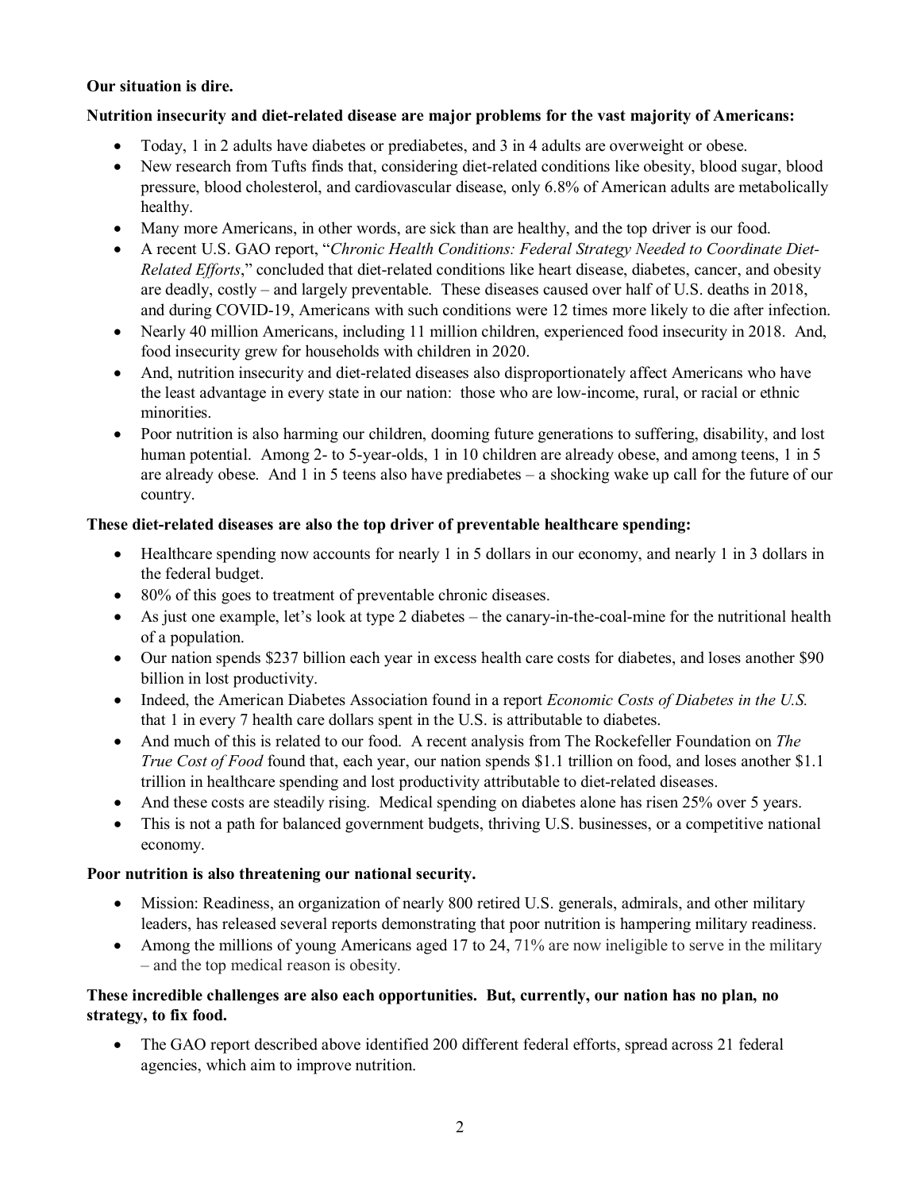**Our situation is dire.**

**Nutrition insecurity and diet-related disease are major problems for the vast majority of Americans:**

- Today, 1 in 2 adults have diabetes or prediabetes, and 3 in 4 adults are overweight or obese.
- New research from Tufts finds that, considering diet-related conditions like obesity, blood sugar, blood pressure, blood cholesterol, and cardiovascular disease, only 6.8% of American adults are metabolically healthy.
- Many more Americans, in other words, are sick than are healthy, and the top driver is our food.
- A recent U.S. GAO report, "*Chronic Health Conditions: Federal Strategy Needed to Coordinate Diet-Related Efforts*," concluded that diet-related conditions like heart disease, diabetes, cancer, and obesity are deadly, costly – and largely preventable. These diseases caused over half of U.S. deaths in 2018, and during COVID-19, Americans with such conditions were 12 times more likely to die after infection.
- Nearly 40 million Americans, including 11 million children, experienced food insecurity in 2018. And, food insecurity grew for households with children in 2020.
- And, nutrition insecurity and diet-related diseases also disproportionately affect Americans who have the least advantage in every state in our nation: those who are low-income, rural, or racial or ethnic minorities.
- Poor nutrition is also harming our children, dooming future generations to suffering, disability, and lost human potential. Among 2- to 5-year-olds, 1 in 10 children are already obese, and among teens, 1 in 5 are already obese. And 1 in 5 teens also have prediabetes – a shocking wake up call for the future of our country.

**These diet-related diseases are also the top driver of preventable healthcare spending:**

- Healthcare spending now accounts for nearly 1 in 5 dollars in our economy, and nearly 1 in 3 dollars in the federal budget.
- 80% of this goes to treatment of preventable chronic diseases.
- As just one example, let's look at type 2 diabetes – the canary-in-the-coal-mine for the nutritional health of a population.
- Our nation spends $237 billion each year in excess health care costs for diabetes, and loses another $90 billion in lost productivity.
- Indeed, the American Diabetes Association found in a report *Economic Costs of Diabetes in the U.S.* that 1 in every 7 health care dollars spent in the U.S. is attributable to diabetes.
- And much of this is related to our food. A recent analysis from The Rockefeller Foundation on *The True Cost of Food* found that, each year, our nation spends $1.1 trillion on food, and loses another $1.1 trillion in healthcare spending and lost productivity attributable to diet-related diseases.
- And these costs are steadily rising. Medical spending on diabetes alone has risen 25% over 5 years.
- This is not a path for balanced government budgets, thriving U.S. businesses, or a competitive national economy.

**Poor nutrition is also threatening our national security.**

- Mission: Readiness, an organization of nearly 800 retired U.S. generals, admirals, and other military leaders, has released several reports demonstrating that poor nutrition is hampering military readiness.
- Among the millions of young Americans aged 17 to 24, 71% are now ineligible to serve in the military – and the top medical reason is obesity.

**These incredible challenges are also each opportunities. But, currently, our nation has no plan, no strategy, to fix food.**

- The GAO report described above identified 200 different federal efforts, spread across 21 federal agencies, which aim to improve nutrition.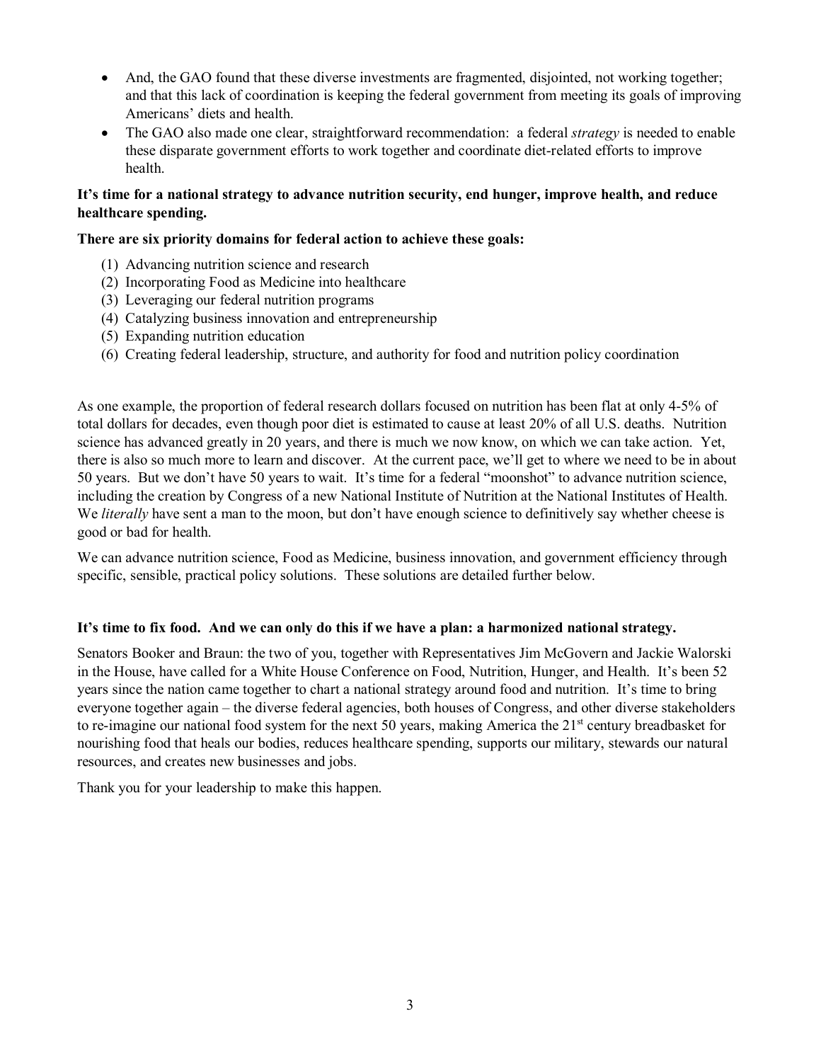- And, the GAO found that these diverse investments are fragmented, disjointed, not working together; and that this lack of coordination is keeping the federal government from meeting its goals of improving Americans' diets and health.
- The GAO also made one clear, straightforward recommendation: a federal *strategy* is needed to enable these disparate government efforts to work together and coordinate diet-related efforts to improve health.

**It's time for a national strategy to advance nutrition security, end hunger, improve health, and reduce healthcare spending.**

**There are six priority domains for federal action to achieve these goals:**

(1) Advancing nutrition science and research
(2) Incorporating Food as Medicine into healthcare
(3) Leveraging our federal nutrition programs
(4) Catalyzing business innovation and entrepreneurship
(5) Expanding nutrition education
(6) Creating federal leadership, structure, and authority for food and nutrition policy coordination

As one example, the proportion of federal research dollars focused on nutrition has been flat at only 4-5% of total dollars for decades, even though poor diet is estimated to cause at least 20% of all U.S. deaths. Nutrition science has advanced greatly in 20 years, and there is much we now know, on which we can take action. Yet, there is also so much more to learn and discover. At the current pace, we'll get to where we need to be in about 50 years. But we don't have 50 years to wait. It's time for a federal "moonshot" to advance nutrition science, including the creation by Congress of a new National Institute of Nutrition at the National Institutes of Health. We *literally* have sent a man to the moon, but don't have enough science to definitively say whether cheese is good or bad for health.

We can advance nutrition science, Food as Medicine, business innovation, and government efficiency through specific, sensible, practical policy solutions. These solutions are detailed further below.

**It's time to fix food. And we can only do this if we have a plan: a harmonized national strategy.**

Senators Booker and Braun: the two of you, together with Representatives Jim McGovern and Jackie Walorski in the House, have called for a White House Conference on Food, Nutrition, Hunger, and Health. It's been 52 years since the nation came together to chart a national strategy around food and nutrition. It's time to bring everyone together again – the diverse federal agencies, both houses of Congress, and other diverse stakeholders to re-imagine our national food system for the next 50 years, making America the 21st century breadbasket for nourishing food that heals our bodies, reduces healthcare spending, supports our military, stewards our natural resources, and creates new businesses and jobs.

Thank you for your leadership to make this happen.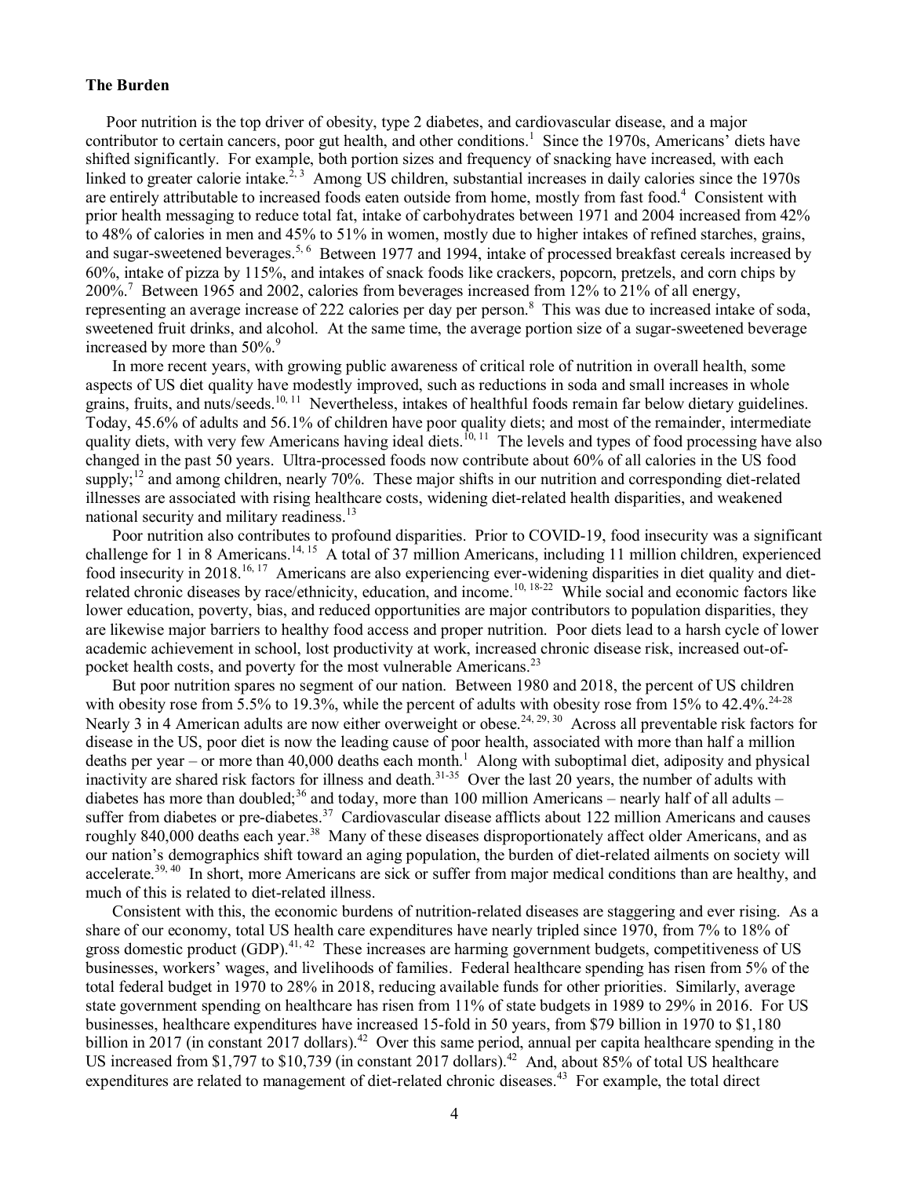### The Burden

Poor nutrition is the top driver of obesity, type 2 diabetes, and cardiovascular disease, and a major contributor to certain cancers, poor gut health, and other conditions.[1] Since the 1970s, Americans' diets have shifted significantly. For example, both portion sizes and frequency of snacking have increased, with each linked to greater calorie intake.[2, 3] Among US children, substantial increases in daily calories since the 1970s are entirely attributable to increased foods eaten outside from home, mostly from fast food.[4] Consistent with prior health messaging to reduce total fat, intake of carbohydrates between 1971 and 2004 increased from 42% to 48% of calories in men and 45% to 51% in women, mostly due to higher intakes of refined starches, grains, and sugar-sweetened beverages.[5, 6] Between 1977 and 1994, intake of processed breakfast cereals increased by 60%, intake of pizza by 115%, and intakes of snack foods like crackers, popcorn, pretzels, and corn chips by 200%.[7] Between 1965 and 2002, calories from beverages increased from 12% to 21% of all energy, representing an average increase of 222 calories per day per person.[8] This was due to increased intake of soda, sweetened fruit drinks, and alcohol. At the same time, the average portion size of a sugar-sweetened beverage increased by more than 50%.[9]

In more recent years, with growing public awareness of critical role of nutrition in overall health, some aspects of US diet quality have modestly improved, such as reductions in soda and small increases in whole grains, fruits, and nuts/seeds.[10, 11] Nevertheless, intakes of healthful foods remain far below dietary guidelines. Today, 45.6% of adults and 56.1% of children have poor quality diets; and most of the remainder, intermediate quality diets, with very few Americans having ideal diets.[10, 11] The levels and types of food processing have also changed in the past 50 years. Ultra-processed foods now contribute about 60% of all calories in the US food supply;[12] and among children, nearly 70%. These major shifts in our nutrition and corresponding diet-related illnesses are associated with rising healthcare costs, widening diet-related health disparities, and weakened national security and military readiness.[13]

Poor nutrition also contributes to profound disparities. Prior to COVID-19, food insecurity was a significant challenge for 1 in 8 Americans.[14, 15] A total of 37 million Americans, including 11 million children, experienced food insecurity in 2018.[16, 17] Americans are also experiencing ever-widening disparities in diet quality and diet-related chronic diseases by race/ethnicity, education, and income.[10, 18-22] While social and economic factors like lower education, poverty, bias, and reduced opportunities are major contributors to population disparities, they are likewise major barriers to healthy food access and proper nutrition. Poor diets lead to a harsh cycle of lower academic achievement in school, lost productivity at work, increased chronic disease risk, increased out-of-pocket health costs, and poverty for the most vulnerable Americans.[23]

But poor nutrition spares no segment of our nation. Between 1980 and 2018, the percent of US children with obesity rose from 5.5% to 19.3%, while the percent of adults with obesity rose from 15% to 42.4%.[24-28] Nearly 3 in 4 American adults are now either overweight or obese.[24, 29, 30] Across all preventable risk factors for disease in the US, poor diet is now the leading cause of poor health, associated with more than half a million deaths per year – or more than 40,000 deaths each month.[1] Along with suboptimal diet, adiposity and physical inactivity are shared risk factors for illness and death.[31-35] Over the last 20 years, the number of adults with diabetes has more than doubled;[36] and today, more than 100 million Americans – nearly half of all adults – suffer from diabetes or pre-diabetes.[37] Cardiovascular disease afflicts about 122 million Americans and causes roughly 840,000 deaths each year.[38] Many of these diseases disproportionately affect older Americans, and as our nation's demographics shift toward an aging population, the burden of diet-related ailments on society will accelerate.[39, 40] In short, more Americans are sick or suffer from major medical conditions than are healthy, and much of this is related to diet-related illness.

Consistent with this, the economic burdens of nutrition-related diseases are staggering and ever rising. As a share of our economy, total US health care expenditures have nearly tripled since 1970, from 7% to 18% of gross domestic product (GDP).[41, 42] These increases are harming government budgets, competitiveness of US businesses, workers' wages, and livelihoods of families. Federal healthcare spending has risen from 5% of the total federal budget in 1970 to 28% in 2018, reducing available funds for other priorities. Similarly, average state government spending on healthcare has risen from 11% of state budgets in 1989 to 29% in 2016. For US businesses, healthcare expenditures have increased 15-fold in 50 years, from $79 billion in 1970 to $1,180 billion in 2017 (in constant 2017 dollars).[42] Over this same period, annual per capita healthcare spending in the US increased from $1,797 to $10,739 (in constant 2017 dollars).[42] And, about 85% of total US healthcare expenditures are related to management of diet-related chronic diseases.[43] For example, the total direct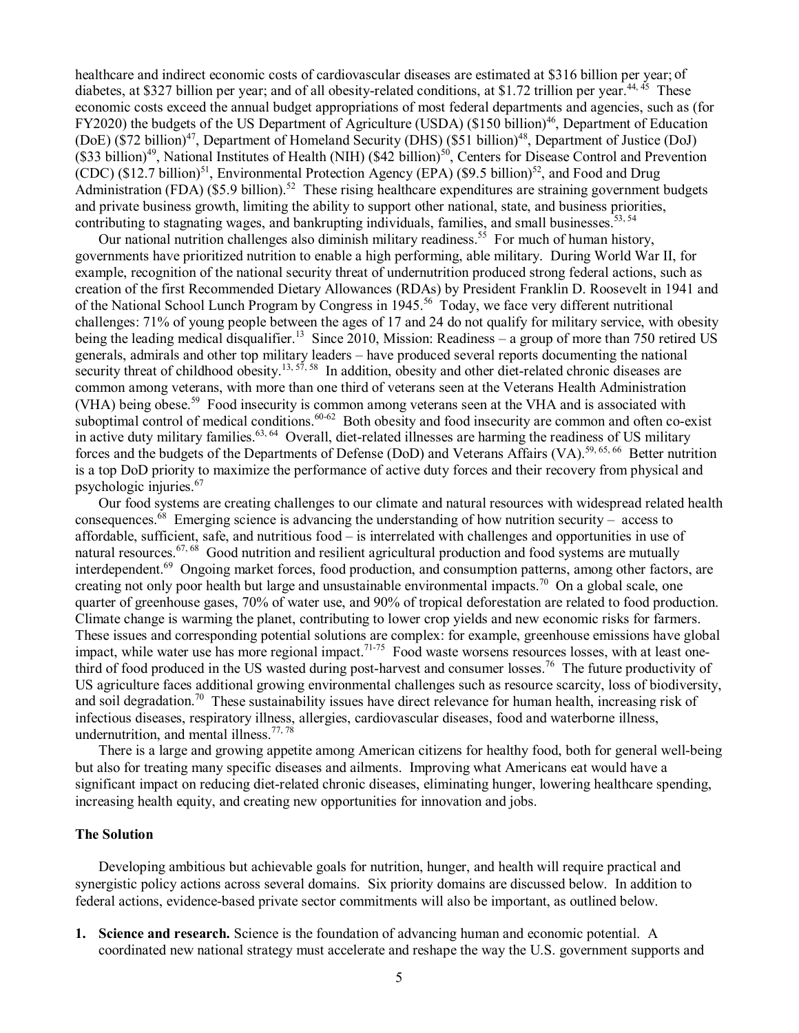healthcare and indirect economic costs of cardiovascular diseases are estimated at $316 billion per year; of diabetes, at $327 billion per year; and of all obesity-related conditions, at $1.72 trillion per year.[44, 45] These economic costs exceed the annual budget appropriations of most federal departments and agencies, such as (for FY2020) the budgets of the US Department of Agriculture (USDA) ($150 billion)[46], Department of Education (DoE) ($72 billion)[47], Department of Homeland Security (DHS) ($51 billion)[48], Department of Justice (DoJ) ($33 billion)[49], National Institutes of Health (NIH) ($42 billion)[50], Centers for Disease Control and Prevention (CDC) ($12.7 billion)[51], Environmental Protection Agency (EPA) ($9.5 billion)[52], and Food and Drug Administration (FDA) ($5.9 billion).[52] These rising healthcare expenditures are straining government budgets and private business growth, limiting the ability to support other national, state, and business priorities, contributing to stagnating wages, and bankrupting individuals, families, and small businesses.[53, 54]

Our national nutrition challenges also diminish military readiness.[55] For much of human history, governments have prioritized nutrition to enable a high performing, able military. During World War II, for example, recognition of the national security threat of undernutrition produced strong federal actions, such as creation of the first Recommended Dietary Allowances (RDAs) by President Franklin D. Roosevelt in 1941 and of the National School Lunch Program by Congress in 1945.[56] Today, we face very different nutritional challenges: 71% of young people between the ages of 17 and 24 do not qualify for military service, with obesity being the leading medical disqualifier.[13] Since 2010, Mission: Readiness – a group of more than 750 retired US generals, admirals and other top military leaders – have produced several reports documenting the national security threat of childhood obesity.[13, 57, 58] In addition, obesity and other diet-related chronic diseases are common among veterans, with more than one third of veterans seen at the Veterans Health Administration (VHA) being obese.[59] Food insecurity is common among veterans seen at the VHA and is associated with suboptimal control of medical conditions.[60-62] Both obesity and food insecurity are common and often co-exist in active duty military families.[63, 64] Overall, diet-related illnesses are harming the readiness of US military forces and the budgets of the Departments of Defense (DoD) and Veterans Affairs (VA).[59, 65, 66] Better nutrition is a top DoD priority to maximize the performance of active duty forces and their recovery from physical and psychologic injuries.[67]

Our food systems are creating challenges to our climate and natural resources with widespread related health consequences.[68] Emerging science is advancing the understanding of how nutrition security – access to affordable, sufficient, safe, and nutritious food – is interrelated with challenges and opportunities in use of natural resources.[67, 68] Good nutrition and resilient agricultural production and food systems are mutually interdependent.[69] Ongoing market forces, food production, and consumption patterns, among other factors, are creating not only poor health but large and unsustainable environmental impacts.[70] On a global scale, one quarter of greenhouse gases, 70% of water use, and 90% of tropical deforestation are related to food production. Climate change is warming the planet, contributing to lower crop yields and new economic risks for farmers. These issues and corresponding potential solutions are complex: for example, greenhouse emissions have global impact, while water use has more regional impact.[71-75] Food waste worsens resources losses, with at least one-third of food produced in the US wasted during post-harvest and consumer losses.[76] The future productivity of US agriculture faces additional growing environmental challenges such as resource scarcity, loss of biodiversity, and soil degradation.[70] These sustainability issues have direct relevance for human health, increasing risk of infectious diseases, respiratory illness, allergies, cardiovascular diseases, food and waterborne illness, undernutrition, and mental illness.[77, 78]

There is a large and growing appetite among American citizens for healthy food, both for general well-being but also for treating many specific diseases and ailments. Improving what Americans eat would have a significant impact on reducing diet-related chronic diseases, eliminating hunger, lowering healthcare spending, increasing health equity, and creating new opportunities for innovation and jobs.

**The Solution**

Developing ambitious but achievable goals for nutrition, hunger, and health will require practical and synergistic policy actions across several domains. Six priority domains are discussed below. In addition to federal actions, evidence-based private sector commitments will also be important, as outlined below.

1. **Science and research.** Science is the foundation of advancing human and economic potential. A coordinated new national strategy must accelerate and reshape the way the U.S. government supports and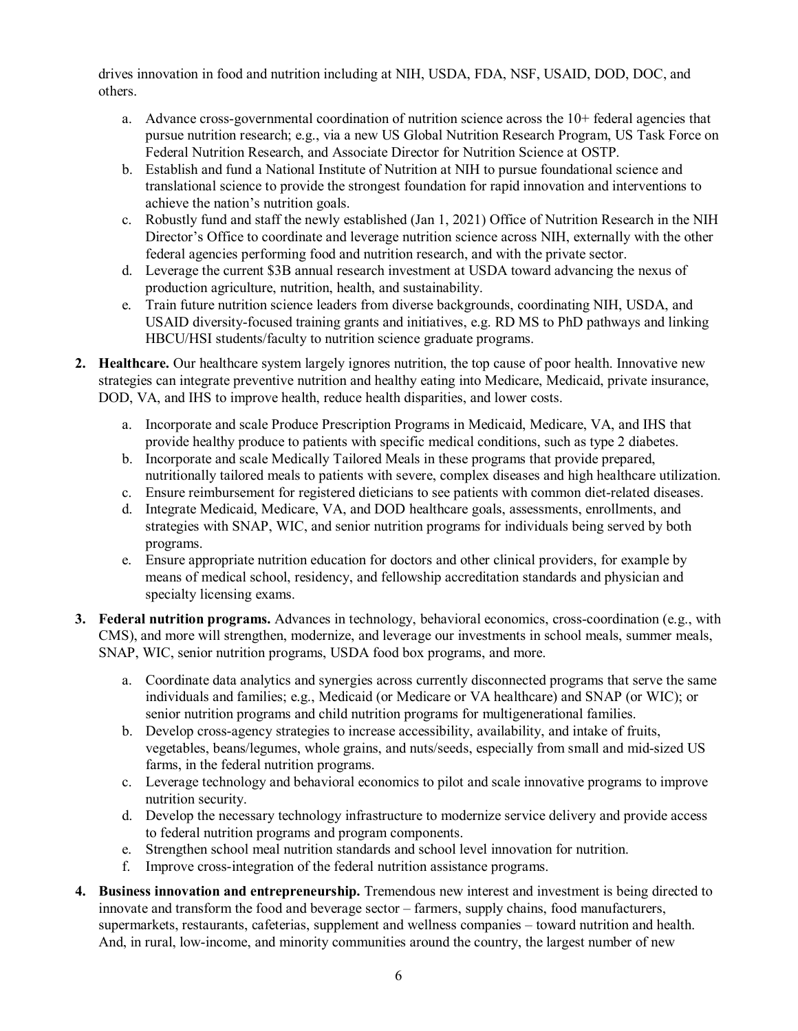drives innovation in food and nutrition including at NIH, USDA, FDA, NSF, USAID, DOD, DOC, and others.

   a. Advance cross-governmental coordination of nutrition science across the 10+ federal agencies that pursue nutrition research; e.g., via a new US Global Nutrition Research Program, US Task Force on Federal Nutrition Research, and Associate Director for Nutrition Science at OSTP.
   b. Establish and fund a National Institute of Nutrition at NIH to pursue foundational science and translational science to provide the strongest foundation for rapid innovation and interventions to achieve the nation's nutrition goals.
   c. Robustly fund and staff the newly established (Jan 1, 2021) Office of Nutrition Research in the NIH Director's Office to coordinate and leverage nutrition science across NIH, externally with the other federal agencies performing food and nutrition research, and with the private sector.
   d. Leverage the current $3B annual research investment at USDA toward advancing the nexus of production agriculture, nutrition, health, and sustainability.
   e. Train future nutrition science leaders from diverse backgrounds, coordinating NIH, USDA, and USAID diversity-focused training grants and initiatives, e.g. RD MS to PhD pathways and linking HBCU/HSI students/faculty to nutrition science graduate programs.

2. **Healthcare.** Our healthcare system largely ignores nutrition, the top cause of poor health. Innovative new strategies can integrate preventive nutrition and healthy eating into Medicare, Medicaid, private insurance, DOD, VA, and IHS to improve health, reduce health disparities, and lower costs.

   a. Incorporate and scale Produce Prescription Programs in Medicaid, Medicare, VA, and IHS that provide healthy produce to patients with specific medical conditions, such as type 2 diabetes.
   b. Incorporate and scale Medically Tailored Meals in these programs that provide prepared, nutritionally tailored meals to patients with severe, complex diseases and high healthcare utilization.
   c. Ensure reimbursement for registered dieticians to see patients with common diet-related diseases.
   d. Integrate Medicaid, Medicare, VA, and DOD healthcare goals, assessments, enrollments, and strategies with SNAP, WIC, and senior nutrition programs for individuals being served by both programs.
   e. Ensure appropriate nutrition education for doctors and other clinical providers, for example by means of medical school, residency, and fellowship accreditation standards and physician and specialty licensing exams.

3. **Federal nutrition programs.** Advances in technology, behavioral economics, cross-coordination (e.g., with CMS), and more will strengthen, modernize, and leverage our investments in school meals, summer meals, SNAP, WIC, senior nutrition programs, USDA food box programs, and more.

   a. Coordinate data analytics and synergies across currently disconnected programs that serve the same individuals and families; e.g., Medicaid (or Medicare or VA healthcare) and SNAP (or WIC); or senior nutrition programs and child nutrition programs for multigenerational families.
   b. Develop cross-agency strategies to increase accessibility, availability, and intake of fruits, vegetables, beans/legumes, whole grains, and nuts/seeds, especially from small and mid-sized US farms, in the federal nutrition programs.
   c. Leverage technology and behavioral economics to pilot and scale innovative programs to improve nutrition security.
   d. Develop the necessary technology infrastructure to modernize service delivery and provide access to federal nutrition programs and program components.
   e. Strengthen school meal nutrition standards and school level innovation for nutrition.
   f. Improve cross-integration of the federal nutrition assistance programs.

4. **Business innovation and entrepreneurship.** Tremendous new interest and investment is being directed to innovate and transform the food and beverage sector – farmers, supply chains, food manufacturers, supermarkets, restaurants, cafeterias, supplement and wellness companies – toward nutrition and health. And, in rural, low-income, and minority communities around the country, the largest number of new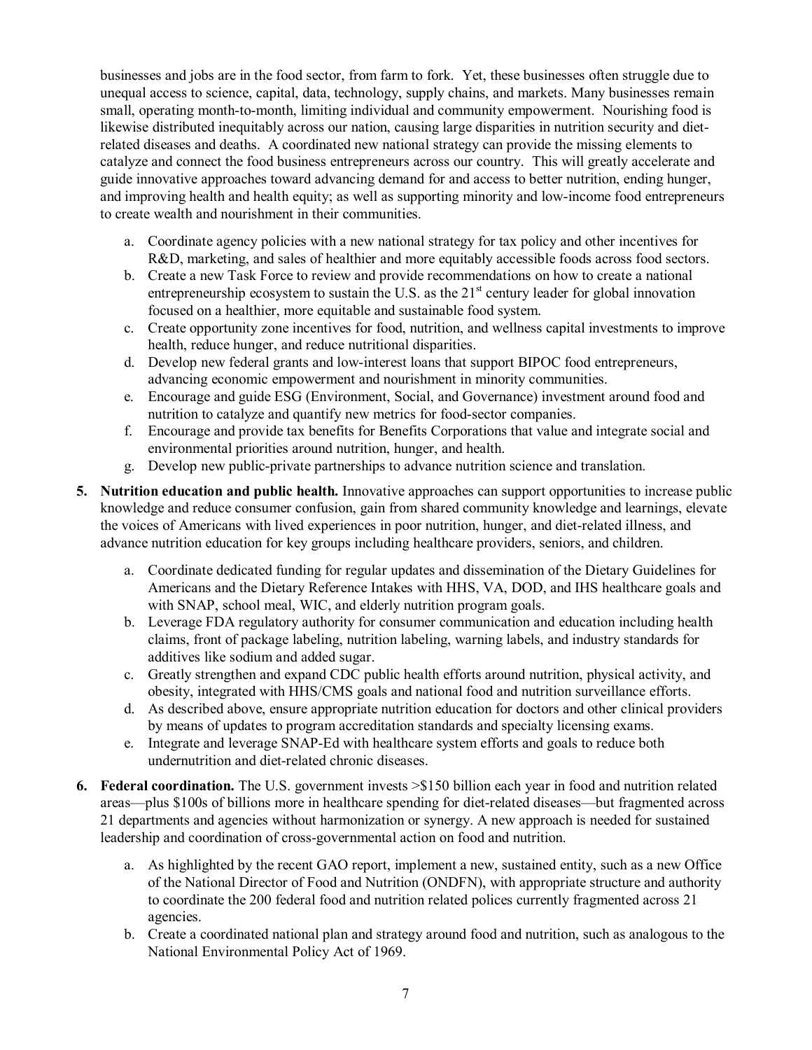businesses and jobs are in the food sector, from farm to fork. Yet, these businesses often struggle due to unequal access to science, capital, data, technology, supply chains, and markets. Many businesses remain small, operating month-to-month, limiting individual and community empowerment. Nourishing food is likewise distributed inequitably across our nation, causing large disparities in nutrition security and diet-related diseases and deaths. A coordinated new national strategy can provide the missing elements to catalyze and connect the food business entrepreneurs across our country. This will greatly accelerate and guide innovative approaches toward advancing demand for and access to better nutrition, ending hunger, and improving health and health equity; as well as supporting minority and low-income food entrepreneurs to create wealth and nourishment in their communities.

a. Coordinate agency policies with a new national strategy for tax policy and other incentives for R&D, marketing, and sales of healthier and more equitably accessible foods across food sectors.
b. Create a new Task Force to review and provide recommendations on how to create a national entrepreneurship ecosystem to sustain the U.S. as the 21st century leader for global innovation focused on a healthier, more equitable and sustainable food system.
c. Create opportunity zone incentives for food, nutrition, and wellness capital investments to improve health, reduce hunger, and reduce nutritional disparities.
d. Develop new federal grants and low-interest loans that support BIPOC food entrepreneurs, advancing economic empowerment and nourishment in minority communities.
e. Encourage and guide ESG (Environment, Social, and Governance) investment around food and nutrition to catalyze and quantify new metrics for food-sector companies.
f. Encourage and provide tax benefits for Benefits Corporations that value and integrate social and environmental priorities around nutrition, hunger, and health.
g. Develop new public-private partnerships to advance nutrition science and translation.

5. **Nutrition education and public health.** Innovative approaches can support opportunities to increase public knowledge and reduce consumer confusion, gain from shared community knowledge and learnings, elevate the voices of Americans with lived experiences in poor nutrition, hunger, and diet-related illness, and advance nutrition education for key groups including healthcare providers, seniors, and children.

    a. Coordinate dedicated funding for regular updates and dissemination of the Dietary Guidelines for Americans and the Dietary Reference Intakes with HHS, VA, DOD, and IHS healthcare goals and with SNAP, school meal, WIC, and elderly nutrition program goals.
    b. Leverage FDA regulatory authority for consumer communication and education including health claims, front of package labeling, nutrition labeling, warning labels, and industry standards for additives like sodium and added sugar.
    c. Greatly strengthen and expand CDC public health efforts around nutrition, physical activity, and obesity, integrated with HHS/CMS goals and national food and nutrition surveillance efforts.
    d. As described above, ensure appropriate nutrition education for doctors and other clinical providers by means of updates to program accreditation standards and specialty licensing exams.
    e. Integrate and leverage SNAP-Ed with healthcare system efforts and goals to reduce both undernutrition and diet-related chronic diseases.

6. **Federal coordination.** The U.S. government invests >$150 billion each year in food and nutrition related areas—plus $100s of billions more in healthcare spending for diet-related diseases—but fragmented across 21 departments and agencies without harmonization or synergy. A new approach is needed for sustained leadership and coordination of cross-governmental action on food and nutrition.

    a. As highlighted by the recent GAO report, implement a new, sustained entity, such as a new Office of the National Director of Food and Nutrition (ONDFN), with appropriate structure and authority to coordinate the 200 federal food and nutrition related polices currently fragmented across 21 agencies.
    b. Create a coordinated national plan and strategy around food and nutrition, such as analogous to the National Environmental Policy Act of 1969.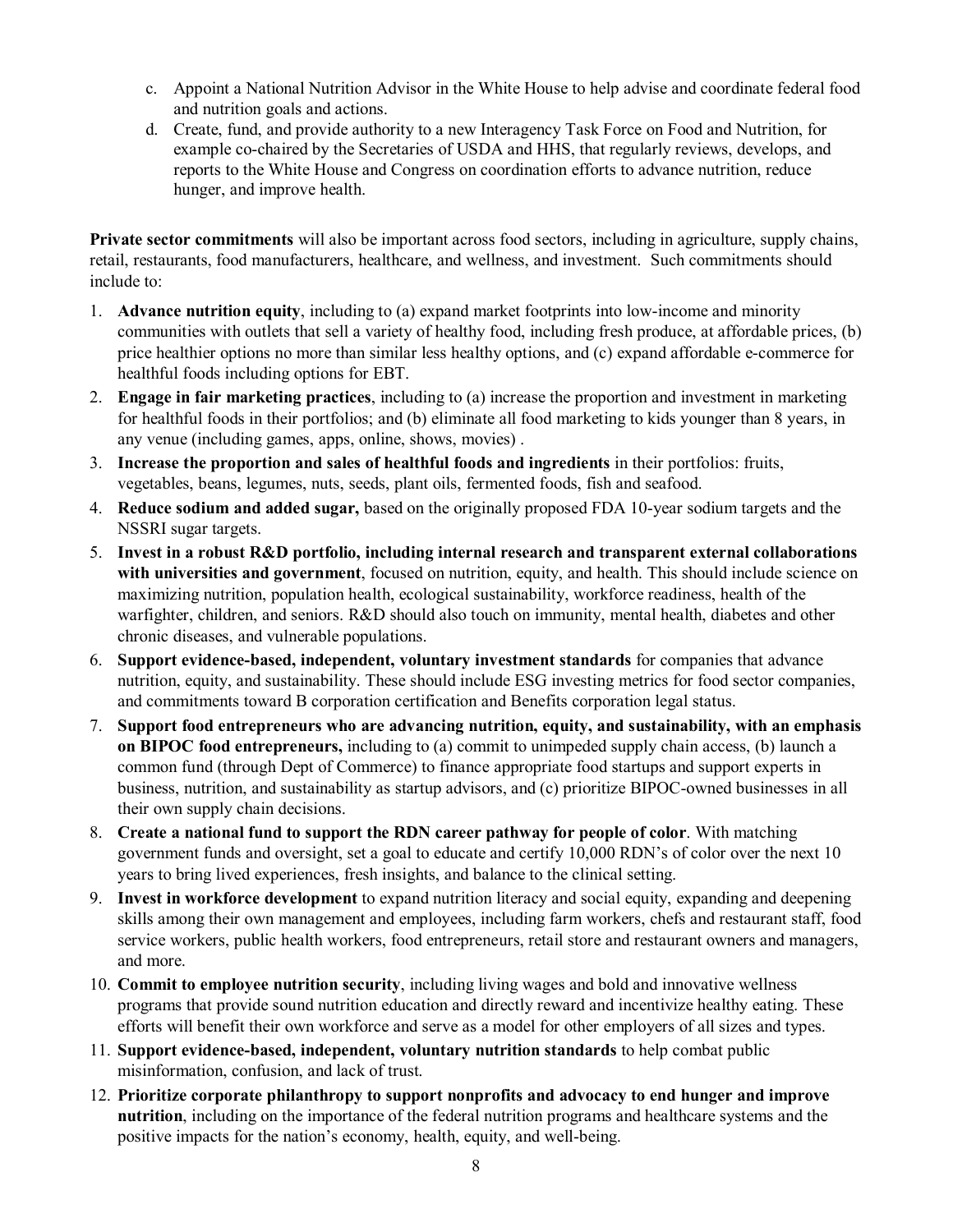c. Appoint a National Nutrition Advisor in the White House to help advise and coordinate federal food and nutrition goals and actions.

d. Create, fund, and provide authority to a new Interagency Task Force on Food and Nutrition, for example co-chaired by the Secretaries of USDA and HHS, that regularly reviews, develops, and reports to the White House and Congress on coordination efforts to advance nutrition, reduce hunger, and improve health.

**Private sector commitments** will also be important across food sectors, including in agriculture, supply chains, retail, restaurants, food manufacturers, healthcare, and wellness, and investment. Such commitments should include to:

1. **Advance nutrition equity**, including to (a) expand market footprints into low-income and minority communities with outlets that sell a variety of healthy food, including fresh produce, at affordable prices, (b) price healthier options no more than similar less healthy options, and (c) expand affordable e-commerce for healthful foods including options for EBT.
2. **Engage in fair marketing practices**, including to (a) increase the proportion and investment in marketing for healthful foods in their portfolios; and (b) eliminate all food marketing to kids younger than 8 years, in any venue (including games, apps, online, shows, movies) .
3. **Increase the proportion and sales of healthful foods and ingredients** in their portfolios: fruits, vegetables, beans, legumes, nuts, seeds, plant oils, fermented foods, fish and seafood.
4. **Reduce sodium and added sugar,** based on the originally proposed FDA 10-year sodium targets and the NSSRI sugar targets.
5. **Invest in a robust R&D portfolio, including internal research and transparent external collaborations with universities and government**, focused on nutrition, equity, and health. This should include science on maximizing nutrition, population health, ecological sustainability, workforce readiness, health of the warfighter, children, and seniors. R&D should also touch on immunity, mental health, diabetes and other chronic diseases, and vulnerable populations.
6. **Support evidence-based, independent, voluntary investment standards** for companies that advance nutrition, equity, and sustainability. These should include ESG investing metrics for food sector companies, and commitments toward B corporation certification and Benefits corporation legal status.
7. **Support food entrepreneurs who are advancing nutrition, equity, and sustainability, with an emphasis on BIPOC food entrepreneurs,** including to (a) commit to unimpeded supply chain access, (b) launch a common fund (through Dept of Commerce) to finance appropriate food startups and support experts in business, nutrition, and sustainability as startup advisors, and (c) prioritize BIPOC-owned businesses in all their own supply chain decisions.
8. **Create a national fund to support the RDN career pathway for people of color**. With matching government funds and oversight, set a goal to educate and certify 10,000 RDN's of color over the next 10 years to bring lived experiences, fresh insights, and balance to the clinical setting.
9. **Invest in workforce development** to expand nutrition literacy and social equity, expanding and deepening skills among their own management and employees, including farm workers, chefs and restaurant staff, food service workers, public health workers, food entrepreneurs, retail store and restaurant owners and managers, and more.
10. **Commit to employee nutrition security**, including living wages and bold and innovative wellness programs that provide sound nutrition education and directly reward and incentivize healthy eating. These efforts will benefit their own workforce and serve as a model for other employers of all sizes and types.
11. **Support evidence-based, independent, voluntary nutrition standards** to help combat public misinformation, confusion, and lack of trust.
12. **Prioritize corporate philanthropy to support nonprofits and advocacy to end hunger and improve nutrition**, including on the importance of the federal nutrition programs and healthcare systems and the positive impacts for the nation's economy, health, equity, and well-being.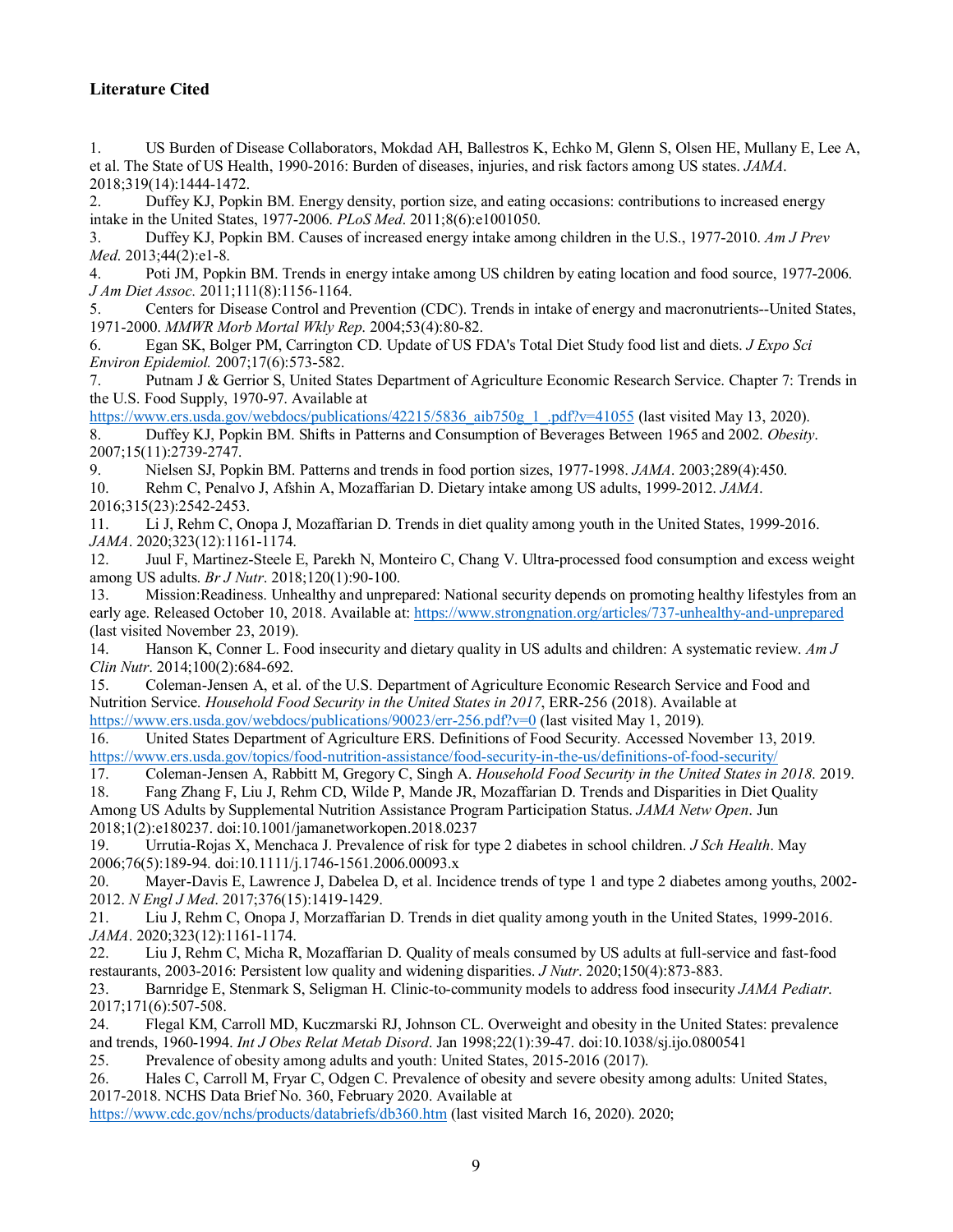## Literature Cited

1. US Burden of Disease Collaborators, Mokdad AH, Ballestros K, Echko M, Glenn S, Olsen HE, Mullany E, Lee A, et al. The State of US Health, 1990-2016: Burden of diseases, injuries, and risk factors among US states. *JAMA*. 2018;319(14):1444-1472.
2. Duffey KJ, Popkin BM. Energy density, portion size, and eating occasions: contributions to increased energy intake in the United States, 1977-2006. *PLoS Med*. 2011;8(6):e1001050.
3. Duffey KJ, Popkin BM. Causes of increased energy intake among children in the U.S., 1977-2010. *Am J Prev Med*. 2013;44(2):e1-8.
4. Poti JM, Popkin BM. Trends in energy intake among US children by eating location and food source, 1977-2006. *J Am Diet Assoc.* 2011;111(8):1156-1164.
5. Centers for Disease Control and Prevention (CDC). Trends in intake of energy and macronutrients--United States, 1971-2000. *MMWR Morb Mortal Wkly Rep*. 2004;53(4):80-82.
6. Egan SK, Bolger PM, Carrington CD. Update of US FDA's Total Diet Study food list and diets. *J Expo Sci Environ Epidemiol.* 2007;17(6):573-582.
7. Putnam J & Gerrior S, United States Department of Agriculture Economic Research Service. Chapter 7: Trends in the U.S. Food Supply, 1970-97. Available at https://www.ers.usda.gov/webdocs/publications/42215/5836_aib750g_1_.pdf?v=41055 (last visited May 13, 2020).
8. Duffey KJ, Popkin BM. Shifts in Patterns and Consumption of Beverages Between 1965 and 2002. *Obesity*. 2007;15(11):2739-2747.
9. Nielsen SJ, Popkin BM. Patterns and trends in food portion sizes, 1977-1998. *JAMA*. 2003;289(4):450.
10. Rehm C, Penalvo J, Afshin A, Mozaffarian D. Dietary intake among US adults, 1999-2012. *JAMA*. 2016;315(23):2542-2453.
11. Li J, Rehm C, Onopa J, Mozaffarian D. Trends in diet quality among youth in the United States, 1999-2016. *JAMA*. 2020;323(12):1161-1174.
12. Juul F, Martinez-Steele E, Parekh N, Monteiro C, Chang V. Ultra-processed food consumption and excess weight among US adults. *Br J Nutr*. 2018;120(1):90-100.
13. Mission:Readiness. Unhealthy and unprepared: National security depends on promoting healthy lifestyles from an early age. Released October 10, 2018. Available at: https://www.strongnation.org/articles/737-unhealthy-and-unprepared (last visited November 23, 2019).
14. Hanson K, Conner L. Food insecurity and dietary quality in US adults and children: A systematic review. *Am J Clin Nutr*. 2014;100(2):684-692.
15. Coleman-Jensen A, et al. of the U.S. Department of Agriculture Economic Research Service and Food and Nutrition Service. *Household Food Security in the United States in 2017*, ERR-256 (2018). Available at https://www.ers.usda.gov/webdocs/publications/90023/err-256.pdf?v=0 (last visited May 1, 2019).
16. United States Department of Agriculture ERS. Definitions of Food Security. Accessed November 13, 2019. https://www.ers.usda.gov/topics/food-nutrition-assistance/food-security-in-the-us/definitions-of-food-security/
17. Coleman-Jensen A, Rabbitt M, Gregory C, Singh A. *Household Food Security in the United States in 2018*. 2019.
18. Fang Zhang F, Liu J, Rehm CD, Wilde P, Mande JR, Mozaffarian D. Trends and Disparities in Diet Quality Among US Adults by Supplemental Nutrition Assistance Program Participation Status. *JAMA Netw Open*. Jun 2018;1(2):e180237. doi:10.1001/jamanetworkopen.2018.0237
19. Urrutia-Rojas X, Menchaca J. Prevalence of risk for type 2 diabetes in school children. *J Sch Health*. May 2006;76(5):189-94. doi:10.1111/j.1746-1561.2006.00093.x
20. Mayer-Davis E, Lawrence J, Dabelea D, et al. Incidence trends of type 1 and type 2 diabetes among youths, 2002-2012. *N Engl J Med*. 2017;376(15):1419-1429.
21. Liu J, Rehm C, Onopa J, Morzaffarian D. Trends in diet quality among youth in the United States, 1999-2016. *JAMA*. 2020;323(12):1161-1174.
22. Liu J, Rehm C, Micha R, Mozaffarian D. Quality of meals consumed by US adults at full-service and fast-food restaurants, 2003-2016: Persistent low quality and widening disparities. *J Nutr*. 2020;150(4):873-883.
23. Barnridge E, Stenmark S, Seligman H. Clinic-to-community models to address food insecurity *JAMA Pediatr*. 2017;171(6):507-508.
24. Flegal KM, Carroll MD, Kuczmarski RJ, Johnson CL. Overweight and obesity in the United States: prevalence and trends, 1960-1994. *Int J Obes Relat Metab Disord*. Jan 1998;22(1):39-47. doi:10.1038/sj.ijo.0800541
25. Prevalence of obesity among adults and youth: United States, 2015-2016 (2017).
26. Hales C, Carroll M, Fryar C, Odgen C. Prevalence of obesity and severe obesity among adults: United States, 2017-2018. NCHS Data Brief No. 360, February 2020. Available at https://www.cdc.gov/nchs/products/databriefs/db360.htm (last visited March 16, 2020). 2020;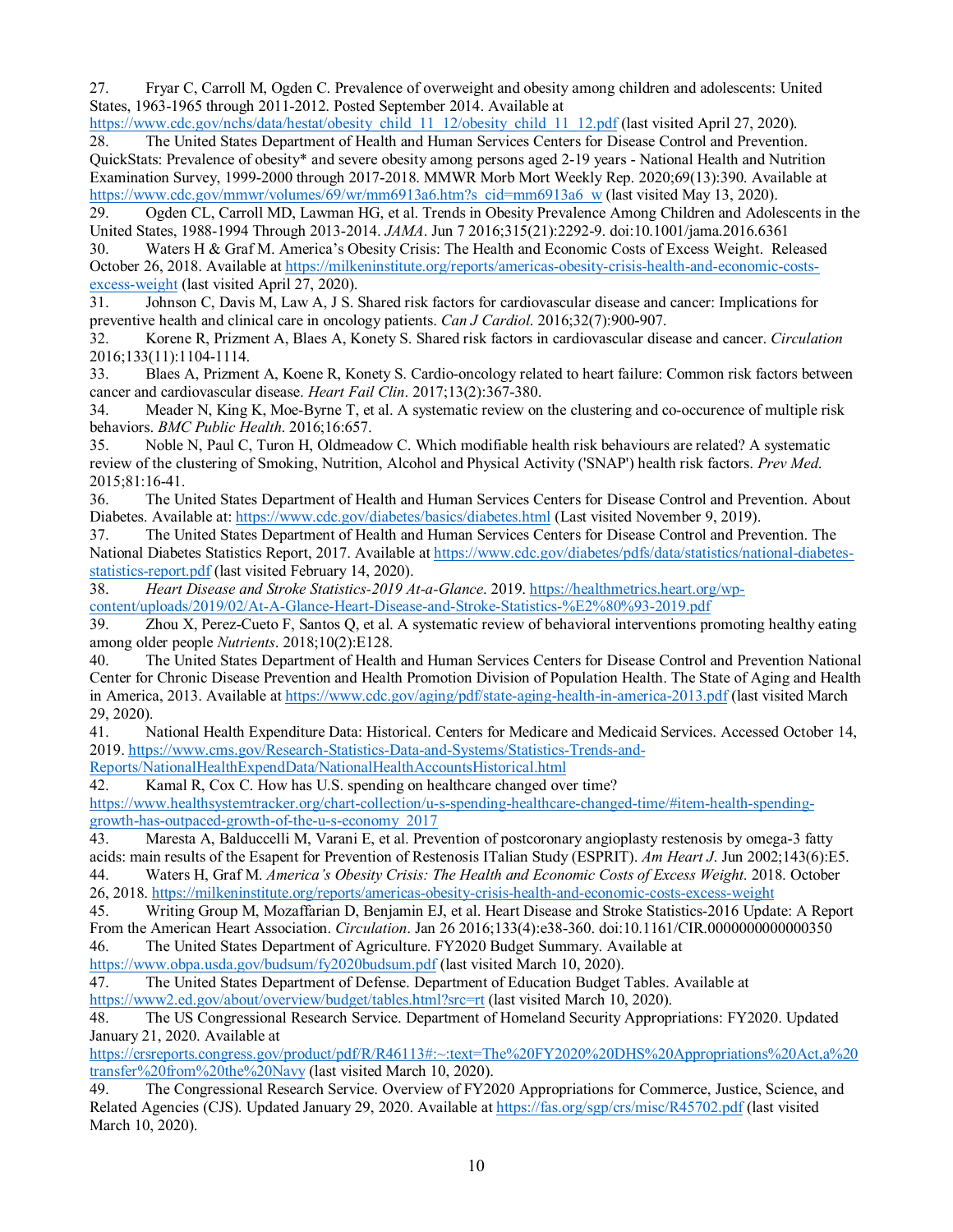27. Fryar C, Carroll M, Ogden C. Prevalence of overweight and obesity among children and adolescents: United States, 1963-1965 through 2011-2012. Posted September 2014. Available at https://www.cdc.gov/nchs/data/hestat/obesity_child_11_12/obesity_child_11_12.pdf (last visited April 27, 2020).
28. The United States Department of Health and Human Services Centers for Disease Control and Prevention. QuickStats: Prevalence of obesity* and severe obesity among persons aged 2-19 years - National Health and Nutrition Examination Survey, 1999-2000 through 2017-2018. MMWR Morb Mort Weekly Rep. 2020;69(13):390. Available at https://www.cdc.gov/mmwr/volumes/69/wr/mm6913a6.htm?s_cid=mm6913a6_w (last visited May 13, 2020).
29. Ogden CL, Carroll MD, Lawman HG, et al. Trends in Obesity Prevalence Among Children and Adolescents in the United States, 1988-1994 Through 2013-2014. *JAMA*. Jun 7 2016;315(21):2292-9. doi:10.1001/jama.2016.6361
30. Waters H & Graf M. America's Obesity Crisis: The Health and Economic Costs of Excess Weight. Released October 26, 2018. Available at https://milkeninstitute.org/reports/americas-obesity-crisis-health-and-economic-costs-excess-weight (last visited April 27, 2020).
31. Johnson C, Davis M, Law A, J S. Shared risk factors for cardiovascular disease and cancer: Implications for preventive health and clinical care in oncology patients. *Can J Cardiol*. 2016;32(7):900-907.
32. Korene R, Prizment A, Blaes A, Konety S. Shared risk factors in cardiovascular disease and cancer. *Circulation* 2016;133(11):1104-1114.
33. Blaes A, Prizment A, Koene R, Konety S. Cardio-oncology related to heart failure: Common risk factors between cancer and cardiovascular disease. *Heart Fail Clin*. 2017;13(2):367-380.
34. Meader N, King K, Moe-Byrne T, et al. A systematic review on the clustering and co-occurence of multiple risk behaviors. *BMC Public Health*. 2016;16:657.
35. Noble N, Paul C, Turon H, Oldmeadow C. Which modifiable health risk behaviours are related? A systematic review of the clustering of Smoking, Nutrition, Alcohol and Physical Activity ('SNAP') health risk factors. *Prev Med*. 2015;81:16-41.
36. The United States Department of Health and Human Services Centers for Disease Control and Prevention. About Diabetes. Available at: https://www.cdc.gov/diabetes/basics/diabetes.html (Last visited November 9, 2019).
37. The United States Department of Health and Human Services Centers for Disease Control and Prevention. The National Diabetes Statistics Report, 2017. Available at https://www.cdc.gov/diabetes/pdfs/data/statistics/national-diabetes-statistics-report.pdf (last visited February 14, 2020).
38. *Heart Disease and Stroke Statistics-2019 At-a-Glance*. 2019. https://healthmetrics.heart.org/wp-content/uploads/2019/02/At-A-Glance-Heart-Disease-and-Stroke-Statistics-%E2%80%93-2019.pdf
39. Zhou X, Perez-Cueto F, Santos Q, et al. A systematic review of behavioral interventions promoting healthy eating among older people *Nutrients*. 2018;10(2):E128.
40. The United States Department of Health and Human Services Centers for Disease Control and Prevention National Center for Chronic Disease Prevention and Health Promotion Division of Population Health. The State of Aging and Health in America, 2013. Available at https://www.cdc.gov/aging/pdf/state-aging-health-in-america-2013.pdf (last visited March 29, 2020).
41. National Health Expenditure Data: Historical. Centers for Medicare and Medicaid Services. Accessed October 14, 2019. https://www.cms.gov/Research-Statistics-Data-and-Systems/Statistics-Trends-and-Reports/NationalHealthExpendData/NationalHealthAccountsHistorical.html
42. Kamal R, Cox C. How has U.S. spending on healthcare changed over time? https://www.healthsystemtracker.org/chart-collection/u-s-spending-healthcare-changed-time/#item-health-spending-growth-has-outpaced-growth-of-the-u-s-economy_2017
43. Maresta A, Balduccelli M, Varani E, et al. Prevention of postcoronary angioplasty restenosis by omega-3 fatty acids: main results of the Esapent for Prevention of Restenosis ITalian Study (ESPRIT). *Am Heart J*. Jun 2002;143(6):E5.
44. Waters H, Graf M. *America's Obesity Crisis: The Health and Economic Costs of Excess Weight*. 2018. October 26, 2018. https://milkeninstitute.org/reports/americas-obesity-crisis-health-and-economic-costs-excess-weight
45. Writing Group M, Mozaffarian D, Benjamin EJ, et al. Heart Disease and Stroke Statistics-2016 Update: A Report From the American Heart Association. *Circulation*. Jan 26 2016;133(4):e38-360. doi:10.1161/CIR.0000000000000350
46. The United States Department of Agriculture. FY2020 Budget Summary. Available at https://www.obpa.usda.gov/budsum/fy2020budsum.pdf (last visited March 10, 2020).
47. The United States Department of Defense. Department of Education Budget Tables. Available at https://www2.ed.gov/about/overview/budget/tables.html?src=rt (last visited March 10, 2020).
48. The US Congressional Research Service. Department of Homeland Security Appropriations: FY2020. Updated January 21, 2020. Available at https://crsreports.congress.gov/product/pdf/R/R46113#:~:text=The%20FY2020%20DHS%20Appropriations%20Act,a%20transfer%20from%20the%20Navy (last visited March 10, 2020).
49. The Congressional Research Service. Overview of FY2020 Appropriations for Commerce, Justice, Science, and Related Agencies (CJS). Updated January 29, 2020. Available at https://fas.org/sgp/crs/misc/R45702.pdf (last visited March 10, 2020).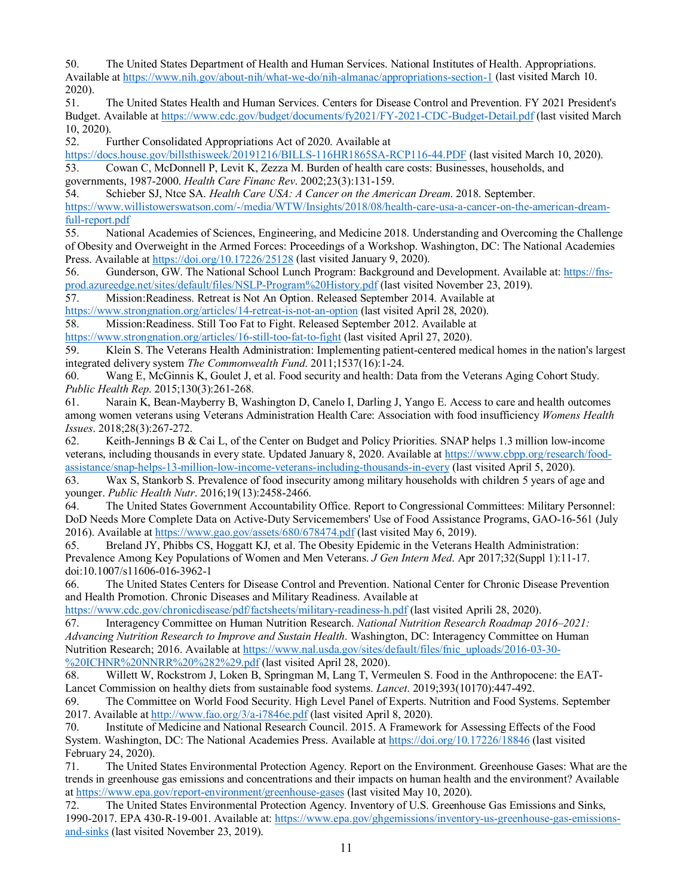50. The United States Department of Health and Human Services. National Institutes of Health. Appropriations. Available at https://www.nih.gov/about-nih/what-we-do/nih-almanac/appropriations-section-1 (last visited March 10. 2020).

51. The United States Health and Human Services. Centers for Disease Control and Prevention. FY 2021 President's Budget. Available at https://www.cdc.gov/budget/documents/fy2021/FY-2021-CDC-Budget-Detail.pdf (last visited March 10, 2020).

52. Further Consolidated Appropriations Act of 2020. Available at https://docs.house.gov/billsthisweek/20191216/BILLS-116HR1865SA-RCP116-44.PDF (last visited March 10, 2020).

53. Cowan C, McDonnell P, Levit K, Zezza M. Burden of health care costs: Businesses, households, and governments, 1987-2000. *Health Care Financ Rev*. 2002;23(3):131-159.

54. Schieber SJ, Ntce SA. *Health Care USA: A Cancer on the American Dream*. 2018. September. https://www.willistowerswatson.com/-/media/WTW/Insights/2018/08/health-care-usa-a-cancer-on-the-american-dream-full-report.pdf

55. National Academies of Sciences, Engineering, and Medicine 2018. Understanding and Overcoming the Challenge of Obesity and Overweight in the Armed Forces: Proceedings of a Workshop. Washington, DC: The National Academies Press. Available at https://doi.org/10.17226/25128 (last visited January 9, 2020).

56. Gunderson, GW. The National School Lunch Program: Background and Development. Available at: https://fns-prod.azureedge.net/sites/default/files/NSLP-Program%20History.pdf (last visited November 23, 2019).

57. Mission:Readiness. Retreat is Not An Option. Released September 2014. Available at https://www.strongnation.org/articles/14-retreat-is-not-an-option (last visited April 28, 2020).

58. Mission:Readiness. Still Too Fat to Fight. Released September 2012. Available at https://www.strongnation.org/articles/16-still-too-fat-to-fight (last visited April 27, 2020).

59. Klein S. The Veterans Health Administration: Implementing patient-centered medical homes in the nation's largest integrated delivery system *The Commonwealth Fund*. 2011;1537(16):1-24.

60. Wang E, McGinnis K, Goulet J, et al. Food security and health: Data from the Veterans Aging Cohort Study. *Public Health Rep*. 2015;130(3):261-268.

61. Narain K, Bean-Mayberry B, Washington D, Canelo I, Darling J, Yango E. Access to care and health outcomes among women veterans using Veterans Administration Health Care: Association with food insufficiency *Womens Health Issues*. 2018;28(3):267-272.

62. Keith-Jennings B & Cai L, of the Center on Budget and Policy Priorities. SNAP helps 1.3 million low-income veterans, including thousands in every state. Updated January 8, 2020. Available at https://www.cbpp.org/research/food-assistance/snap-helps-13-million-low-income-veterans-including-thousands-in-every (last visited April 5, 2020).

63. Wax S, Stankorb S. Prevalence of food insecurity among military households with children 5 years of age and younger. *Public Health Nutr*. 2016;19(13):2458-2466.

64. The United States Government Accountability Office. Report to Congressional Committees: Military Personnel: DoD Needs More Complete Data on Active-Duty Servicemembers' Use of Food Assistance Programs, GAO-16-561 (July 2016). Available at https://www.gao.gov/assets/680/678474.pdf (last visited May 6, 2019).

65. Breland JY, Phibbs CS, Hoggatt KJ, et al. The Obesity Epidemic in the Veterans Health Administration: Prevalence Among Key Populations of Women and Men Veterans. *J Gen Intern Med*. Apr 2017;32(Suppl 1):11-17. doi:10.1007/s11606-016-3962-1

66. The United States Centers for Disease Control and Prevention. National Center for Chronic Disease Prevention and Health Promotion. Chronic Diseases and Military Readiness. Available at https://www.cdc.gov/chronicdisease/pdf/factsheets/military-readiness-h.pdf (last visited Aprili 28, 2020).

67. Interagency Committee on Human Nutrition Research. *National Nutrition Research Roadmap 2016–2021: Advancing Nutrition Research to Improve and Sustain Health*. Washington, DC: Interagency Committee on Human Nutrition Research; 2016. Available at https://www.nal.usda.gov/sites/default/files/fnic_uploads/2016-03-30-%20ICHNR%20NNRR%20%282%29.pdf (last visited April 28, 2020).

68. Willett W, Rockstrom J, Loken B, Springman M, Lang T, Vermeulen S. Food in the Anthropocene: the EAT-Lancet Commission on healthy diets from sustainable food systems. *Lancet*. 2019;393(10170):447-492.

69. The Committee on World Food Security. High Level Panel of Experts. Nutrition and Food Systems. September 2017. Available at http://www.fao.org/3/a-i7846e.pdf (last visited April 8, 2020).

70. Institute of Medicine and National Research Council. 2015. A Framework for Assessing Effects of the Food System. Washington, DC: The National Academies Press. Available at https://doi.org/10.17226/18846 (last visited February 24, 2020).

71. The United States Environmental Protection Agency. Report on the Environment. Greenhouse Gases: What are the trends in greenhouse gas emissions and concentrations and their impacts on human health and the environment? Available at https://www.epa.gov/report-environment/greenhouse-gases (last visited May 10, 2020).

72. The United States Environmental Protection Agency. Inventory of U.S. Greenhouse Gas Emissions and Sinks, 1990-2017. EPA 430-R-19-001. Available at: https://www.epa.gov/ghgemissions/inventory-us-greenhouse-gas-emissions-and-sinks (last visited November 23, 2019).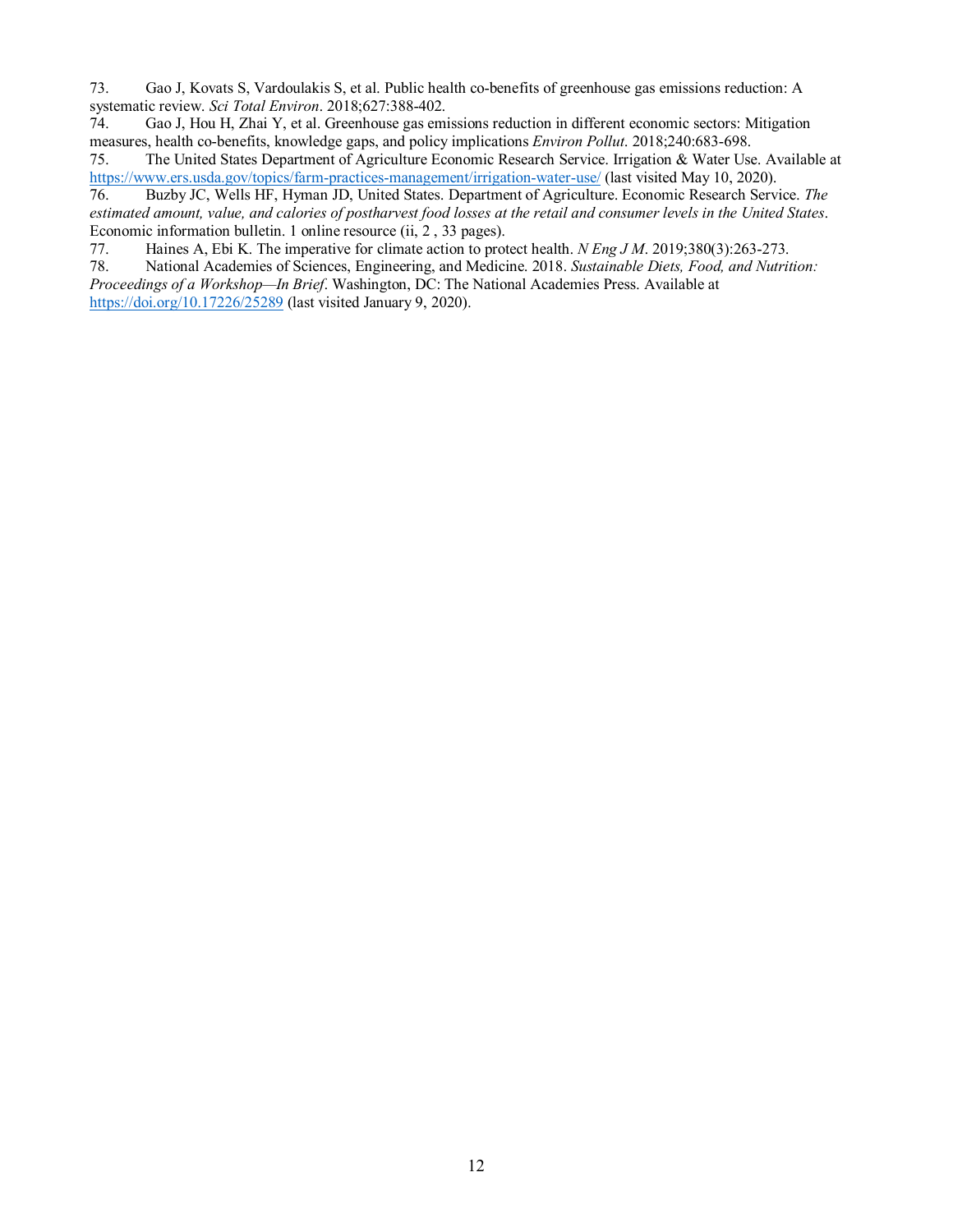73. Gao J, Kovats S, Vardoulakis S, et al. Public health co-benefits of greenhouse gas emissions reduction: A systematic review. *Sci Total Environ*. 2018;627:388-402.

74. Gao J, Hou H, Zhai Y, et al. Greenhouse gas emissions reduction in different economic sectors: Mitigation measures, health co-benefits, knowledge gaps, and policy implications *Environ Pollut*. 2018;240:683-698.

75. The United States Department of Agriculture Economic Research Service. Irrigation & Water Use. Available at https://www.ers.usda.gov/topics/farm-practices-management/irrigation-water-use/ (last visited May 10, 2020).

76. Buzby JC, Wells HF, Hyman JD, United States. Department of Agriculture. Economic Research Service. *The estimated amount, value, and calories of postharvest food losses at the retail and consumer levels in the United States*. Economic information bulletin. 1 online resource (ii, 2 , 33 pages).

77. Haines A, Ebi K. The imperative for climate action to protect health. *N Eng J M*. 2019;380(3):263-273.

78. National Academies of Sciences, Engineering, and Medicine. 2018. *Sustainable Diets, Food, and Nutrition: Proceedings of a Workshop—In Brief*. Washington, DC: The National Academies Press. Available at https://doi.org/10.17226/25289 (last visited January 9, 2020).